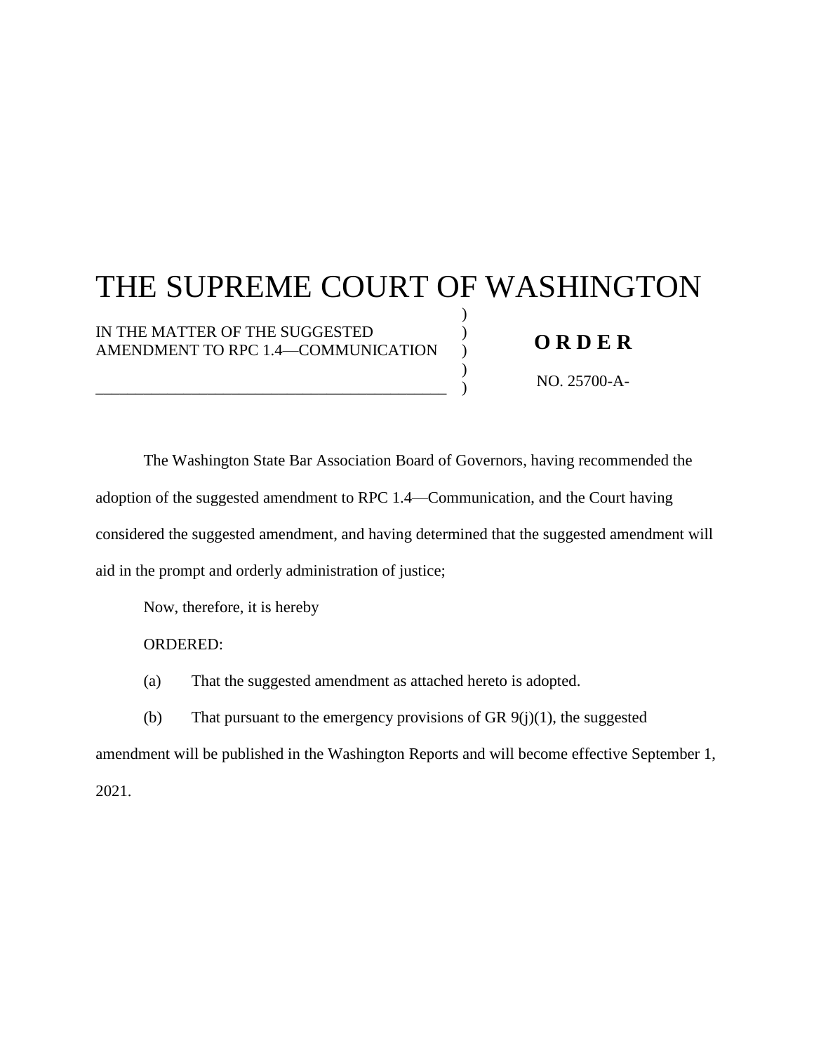# THE SUPREME COURT OF WASHINGTON

IN THE MATTER OF THE SUGGESTED AMENDMENT TO RPC 1.4—COMMUNICATION

**O R D E R**

NO. 25700-A-

The Washington State Bar Association Board of Governors, having recommended the adoption of the suggested amendment to RPC 1.4—Communication, and the Court having considered the suggested amendment, and having determined that the suggested amendment will aid in the prompt and orderly administration of justice;

Now, therefore, it is hereby

ORDERED:

(a) That the suggested amendment as attached hereto is adopted.

(b) That pursuant to the emergency provisions of GR 9(j)(1), the suggested amendment will be published in the Washington Reports and will become effective September 1, 2021.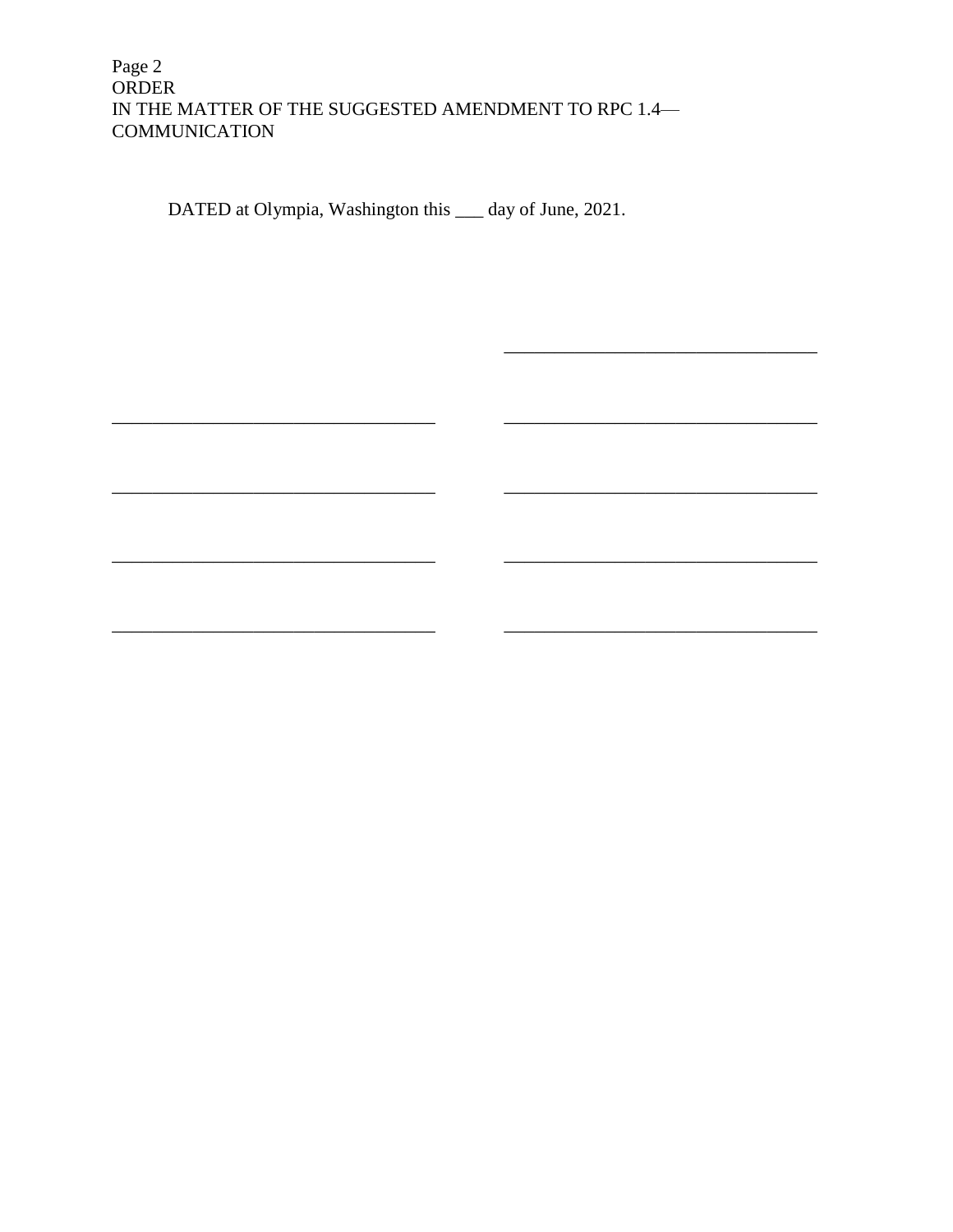DATED at Olympia, Washington this ___ day of June, 2021.

&nbsp;&nbsp;&nbsp;&nbsp;&nbsp;&nbsp;&nbsp;&nbsp;&nbsp;&nbsp;&nbsp;&nbsp;&nbsp;&nbsp;&nbsp;&nbsp;&nbsp;&nbsp;&nbsp;&nbsp;&nbsp;&nbsp;&nbsp;&nbsp;&nbsp;&nbsp;&nbsp;&nbsp;&nbsp;&nbsp;&nbsp;&nbsp;&nbsp;&nbsp;&nbsp;&nbsp;&nbsp;&nbsp;&nbsp;&nbsp;&nbsp;&nbsp;&nbsp;&nbsp;&nbsp;&nbsp;&nbsp;&nbsp;&nbsp;&nbsp;________________________________

________________________________ &nbsp;&nbsp;&nbsp;&nbsp;&nbsp;&nbsp;&nbsp;&nbsp;________________________________

________________________________ &nbsp;&nbsp;&nbsp;&nbsp;&nbsp;&nbsp;&nbsp;&nbsp;________________________________

________________________________ &nbsp;&nbsp;&nbsp;&nbsp;&nbsp;&nbsp;&nbsp;&nbsp;________________________________

________________________________ &nbsp;&nbsp;&nbsp;&nbsp;&nbsp;&nbsp;&nbsp;&nbsp;________________________________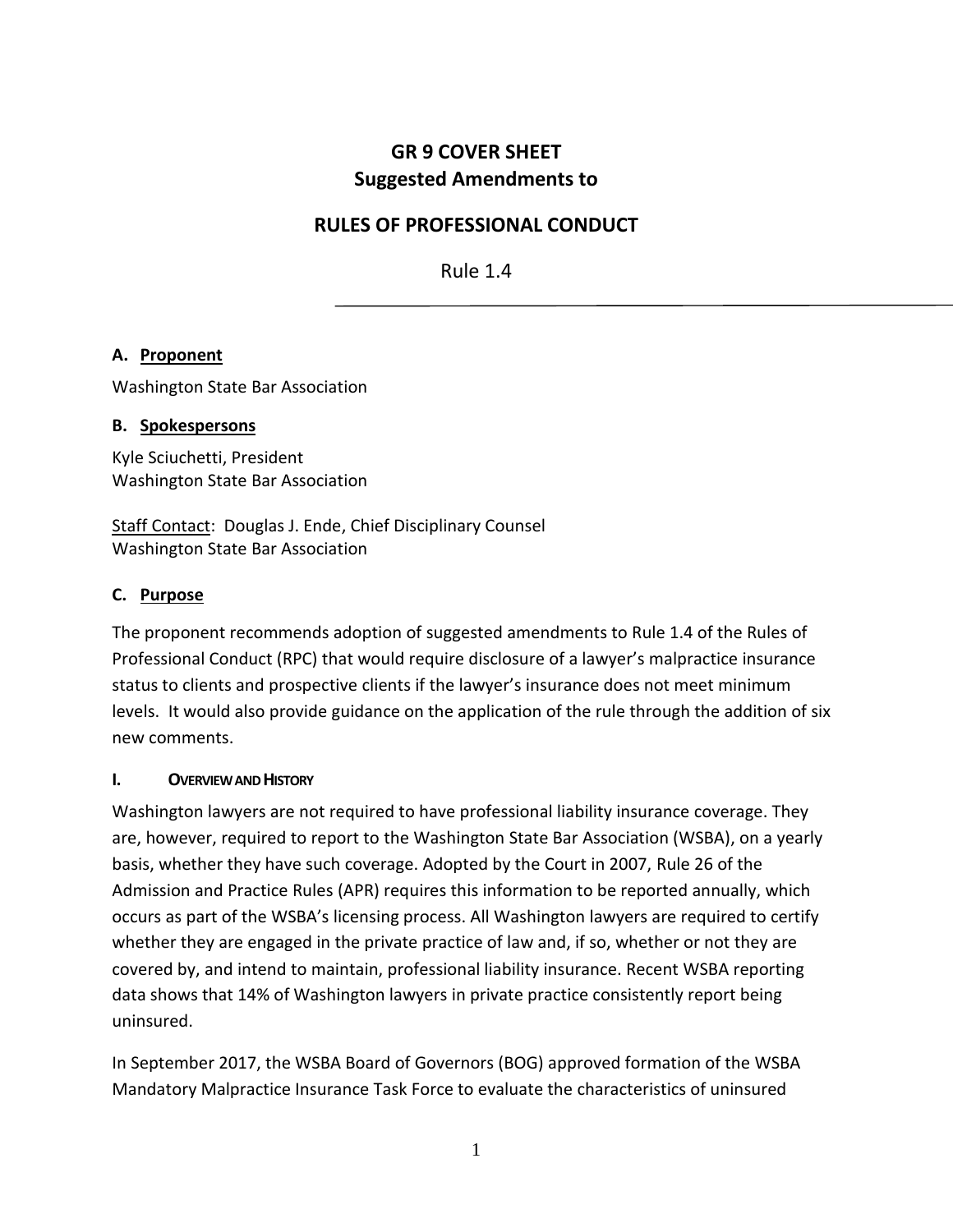# GR 9 COVER SHEET
## Suggested Amendments to

## RULES OF PROFESSIONAL CONDUCT

Rule 1.4

---

### A. Proponent

Washington State Bar Association

### B. Spokespersons

Kyle Sciuchetti, President
Washington State Bar Association

Staff Contact: Douglas J. Ende, Chief Disciplinary Counsel
Washington State Bar Association

### C. Purpose

The proponent recommends adoption of suggested amendments to Rule 1.4 of the Rules of Professional Conduct (RPC) that would require disclosure of a lawyer's malpractice insurance status to clients and prospective clients if the lawyer's insurance does not meet minimum levels. It would also provide guidance on the application of the rule through the addition of six new comments.

#### I. OVERVIEW AND HISTORY

Washington lawyers are not required to have professional liability insurance coverage. They are, however, required to report to the Washington State Bar Association (WSBA), on a yearly basis, whether they have such coverage. Adopted by the Court in 2007, Rule 26 of the Admission and Practice Rules (APR) requires this information to be reported annually, which occurs as part of the WSBA's licensing process. All Washington lawyers are required to certify whether they are engaged in the private practice of law and, if so, whether or not they are covered by, and intend to maintain, professional liability insurance. Recent WSBA reporting data shows that 14% of Washington lawyers in private practice consistently report being uninsured.

In September 2017, the WSBA Board of Governors (BOG) approved formation of the WSBA Mandatory Malpractice Insurance Task Force to evaluate the characteristics of uninsured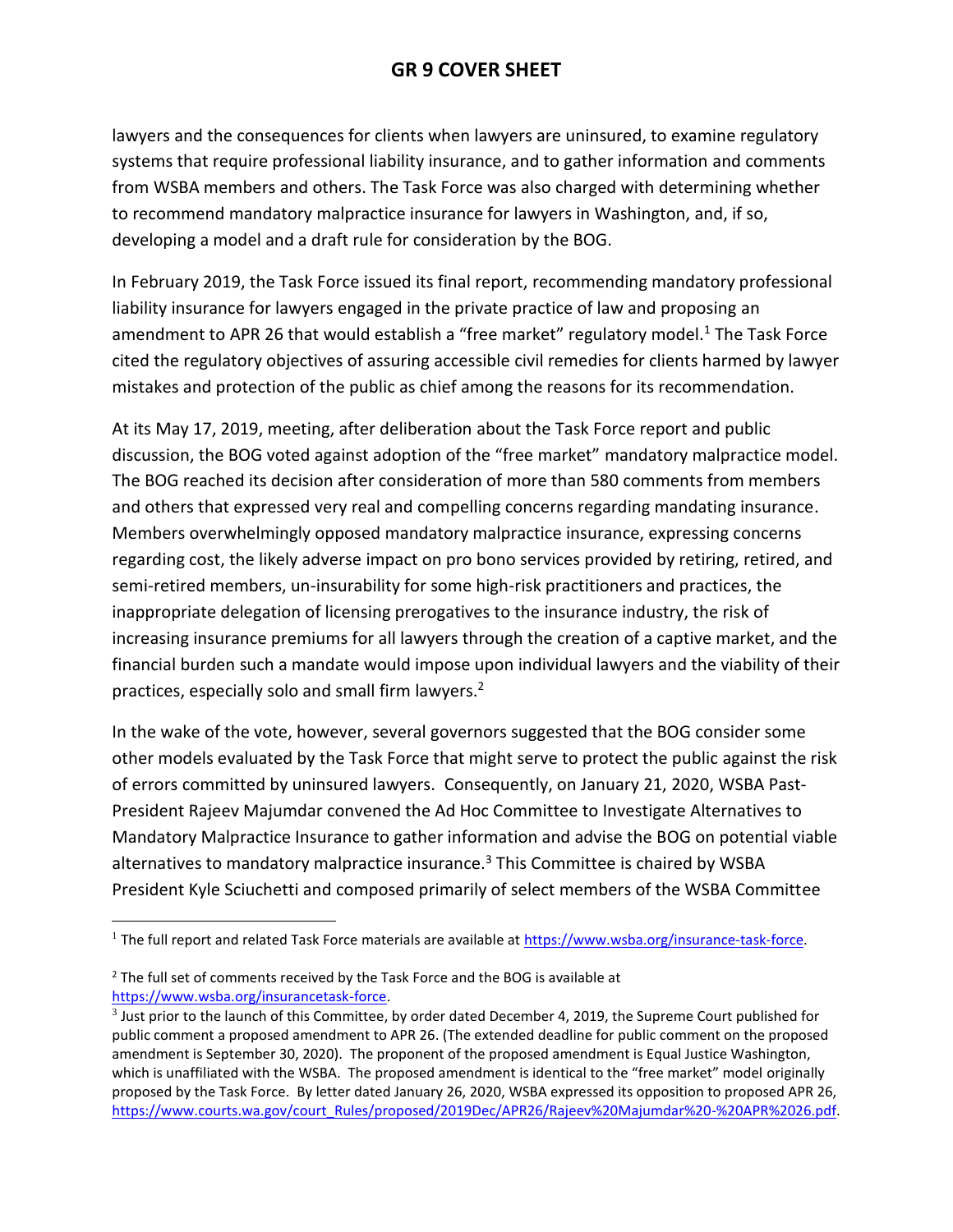lawyers and the consequences for clients when lawyers are uninsured, to examine regulatory systems that require professional liability insurance, and to gather information and comments from WSBA members and others. The Task Force was also charged with determining whether to recommend mandatory malpractice insurance for lawyers in Washington, and, if so, developing a model and a draft rule for consideration by the BOG.

In February 2019, the Task Force issued its final report, recommending mandatory professional liability insurance for lawyers engaged in the private practice of law and proposing an amendment to APR 26 that would establish a "free market" regulatory model.[1] The Task Force cited the regulatory objectives of assuring accessible civil remedies for clients harmed by lawyer mistakes and protection of the public as chief among the reasons for its recommendation.

At its May 17, 2019, meeting, after deliberation about the Task Force report and public discussion, the BOG voted against adoption of the "free market" mandatory malpractice model. The BOG reached its decision after consideration of more than 580 comments from members and others that expressed very real and compelling concerns regarding mandating insurance. Members overwhelmingly opposed mandatory malpractice insurance, expressing concerns regarding cost, the likely adverse impact on pro bono services provided by retiring, retired, and semi-retired members, un-insurability for some high-risk practitioners and practices, the inappropriate delegation of licensing prerogatives to the insurance industry, the risk of increasing insurance premiums for all lawyers through the creation of a captive market, and the financial burden such a mandate would impose upon individual lawyers and the viability of their practices, especially solo and small firm lawyers.[2]

In the wake of the vote, however, several governors suggested that the BOG consider some other models evaluated by the Task Force that might serve to protect the public against the risk of errors committed by uninsured lawyers. Consequently, on January 21, 2020, WSBA Past-President Rajeev Majumdar convened the Ad Hoc Committee to Investigate Alternatives to Mandatory Malpractice Insurance to gather information and advise the BOG on potential viable alternatives to mandatory malpractice insurance.[3] This Committee is chaired by WSBA President Kyle Sciuchetti and composed primarily of select members of the WSBA Committee

---

[1] The full report and related Task Force materials are available at https://www.wsba.org/insurance-task-force.

[2] The full set of comments received by the Task Force and the BOG is available at https://www.wsba.org/insurancetask-force.

[3] Just prior to the launch of this Committee, by order dated December 4, 2019, the Supreme Court published for public comment a proposed amendment to APR 26. (The extended deadline for public comment on the proposed amendment is September 30, 2020). The proponent of the proposed amendment is Equal Justice Washington, which is unaffiliated with the WSBA. The proposed amendment is identical to the "free market" model originally proposed by the Task Force. By letter dated January 26, 2020, WSBA expressed its opposition to proposed APR 26, https://www.courts.wa.gov/court_Rules/proposed/2019Dec/APR26/Rajeev%20Majumdar%20-%20APR%2026.pdf.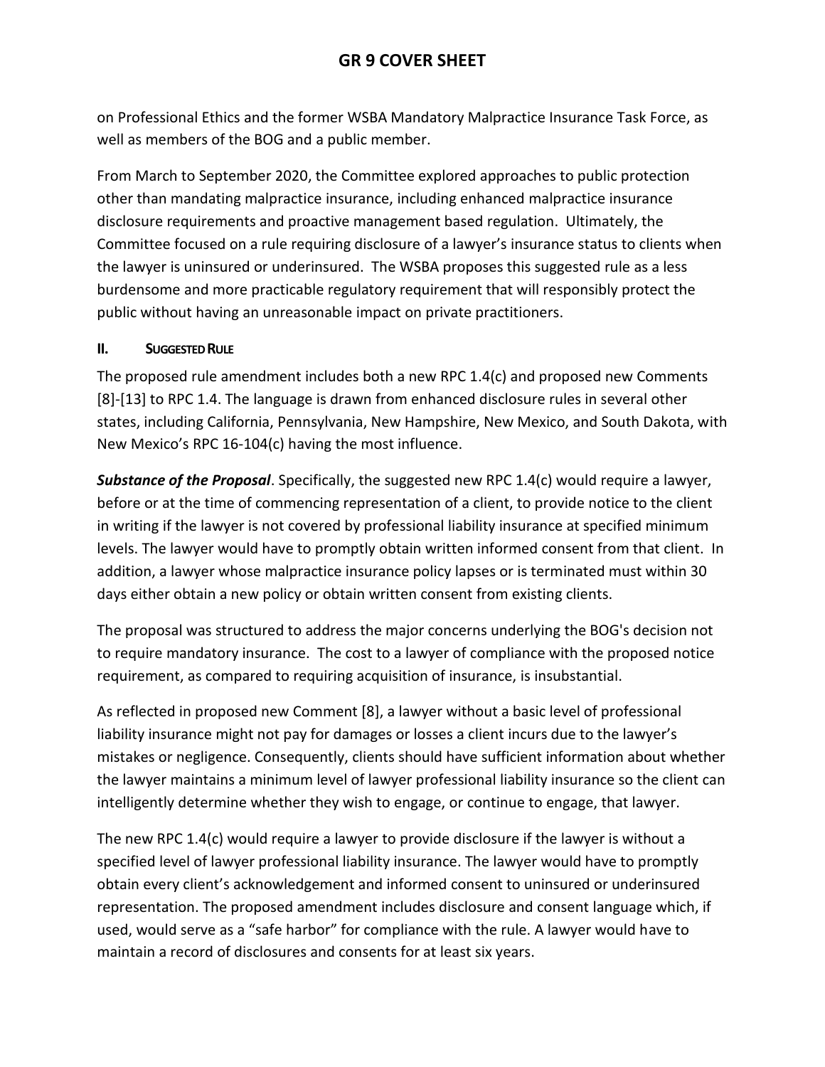on Professional Ethics and the former WSBA Mandatory Malpractice Insurance Task Force, as well as members of the BOG and a public member.

From March to September 2020, the Committee explored approaches to public protection other than mandating malpractice insurance, including enhanced malpractice insurance disclosure requirements and proactive management based regulation. Ultimately, the Committee focused on a rule requiring disclosure of a lawyer's insurance status to clients when the lawyer is uninsured or underinsured. The WSBA proposes this suggested rule as a less burdensome and more practicable regulatory requirement that will responsibly protect the public without having an unreasonable impact on private practitioners.

## II. Suggested Rule

The proposed rule amendment includes both a new RPC 1.4(c) and proposed new Comments [8]-[13] to RPC 1.4. The language is drawn from enhanced disclosure rules in several other states, including California, Pennsylvania, New Hampshire, New Mexico, and South Dakota, with New Mexico's RPC 16-104(c) having the most influence.

***Substance of the Proposal***. Specifically, the suggested new RPC 1.4(c) would require a lawyer, before or at the time of commencing representation of a client, to provide notice to the client in writing if the lawyer is not covered by professional liability insurance at specified minimum levels. The lawyer would have to promptly obtain written informed consent from that client. In addition, a lawyer whose malpractice insurance policy lapses or is terminated must within 30 days either obtain a new policy or obtain written consent from existing clients.

The proposal was structured to address the major concerns underlying the BOG's decision not to require mandatory insurance. The cost to a lawyer of compliance with the proposed notice requirement, as compared to requiring acquisition of insurance, is insubstantial.

As reflected in proposed new Comment [8], a lawyer without a basic level of professional liability insurance might not pay for damages or losses a client incurs due to the lawyer's mistakes or negligence. Consequently, clients should have sufficient information about whether the lawyer maintains a minimum level of lawyer professional liability insurance so the client can intelligently determine whether they wish to engage, or continue to engage, that lawyer.

The new RPC 1.4(c) would require a lawyer to provide disclosure if the lawyer is without a specified level of lawyer professional liability insurance. The lawyer would have to promptly obtain every client's acknowledgement and informed consent to uninsured or underinsured representation. The proposed amendment includes disclosure and consent language which, if used, would serve as a "safe harbor" for compliance with the rule. A lawyer would have to maintain a record of disclosures and consents for at least six years.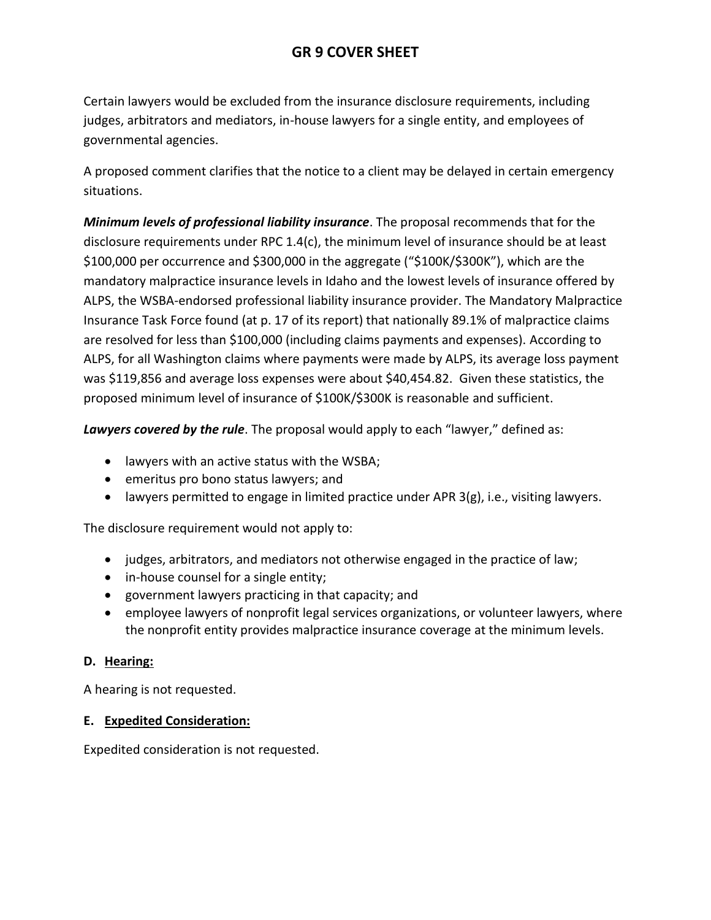# GR 9 COVER SHEET

Certain lawyers would be excluded from the insurance disclosure requirements, including judges, arbitrators and mediators, in-house lawyers for a single entity, and employees of governmental agencies.

A proposed comment clarifies that the notice to a client may be delayed in certain emergency situations.

***Minimum levels of professional liability insurance***. The proposal recommends that for the disclosure requirements under RPC 1.4(c), the minimum level of insurance should be at least $100,000 per occurrence and $300,000 in the aggregate ("$100K/$300K"), which are the mandatory malpractice insurance levels in Idaho and the lowest levels of insurance offered by ALPS, the WSBA-endorsed professional liability insurance provider. The Mandatory Malpractice Insurance Task Force found (at p. 17 of its report) that nationally 89.1% of malpractice claims are resolved for less than $100,000 (including claims payments and expenses). According to ALPS, for all Washington claims where payments were made by ALPS, its average loss payment was $119,856 and average loss expenses were about $40,454.82. Given these statistics, the proposed minimum level of insurance of $100K/$300K is reasonable and sufficient.

***Lawyers covered by the rule***. The proposal would apply to each "lawyer," defined as:

- lawyers with an active status with the WSBA;
- emeritus pro bono status lawyers; and
- lawyers permitted to engage in limited practice under APR 3(g), i.e., visiting lawyers.

The disclosure requirement would not apply to:

- judges, arbitrators, and mediators not otherwise engaged in the practice of law;
- in-house counsel for a single entity;
- government lawyers practicing in that capacity; and
- employee lawyers of nonprofit legal services organizations, or volunteer lawyers, where the nonprofit entity provides malpractice insurance coverage at the minimum levels.

**D. <u>Hearing:</u>**

A hearing is not requested.

**E. <u>Expedited Consideration:</u>**

Expedited consideration is not requested.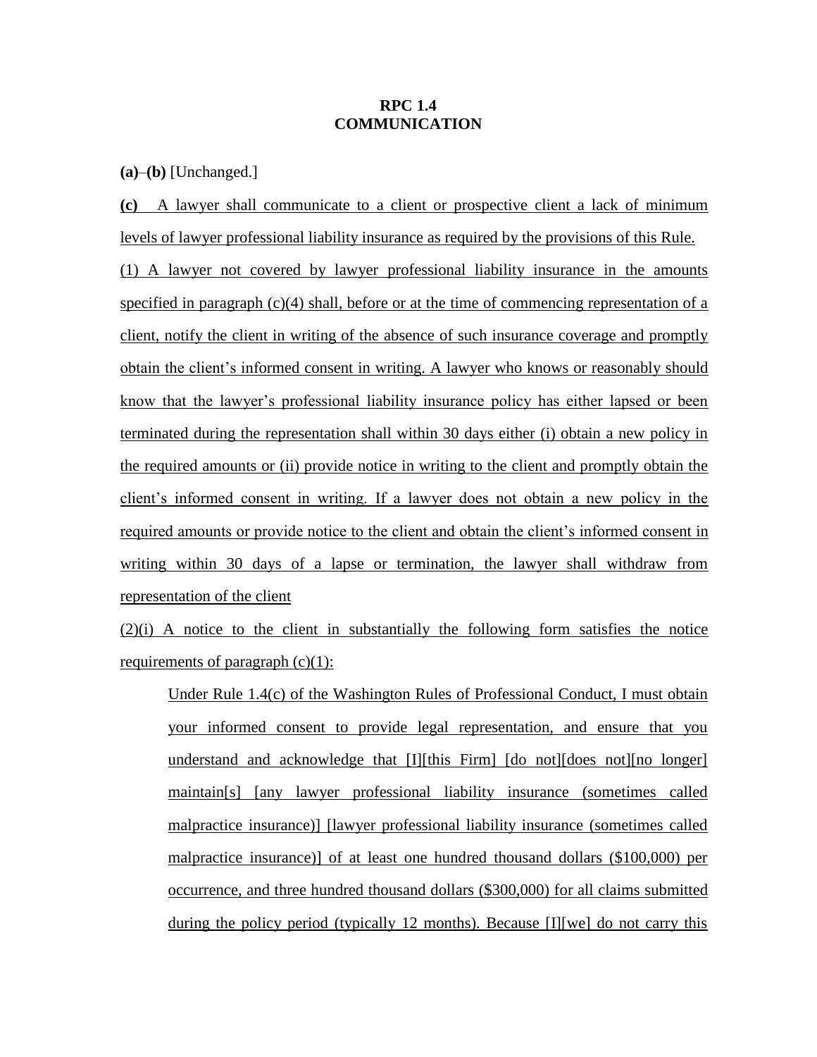**RPC 1.4**
**COMMUNICATION**

**(a)**–**(b)** [Unchanged.]

**(c)** A lawyer shall communicate to a client or prospective client a lack of minimum levels of lawyer professional liability insurance as required by the provisions of this Rule.

(1) A lawyer not covered by lawyer professional liability insurance in the amounts specified in paragraph (c)(4) shall, before or at the time of commencing representation of a client, notify the client in writing of the absence of such insurance coverage and promptly obtain the client's informed consent in writing. A lawyer who knows or reasonably should know that the lawyer's professional liability insurance policy has either lapsed or been terminated during the representation shall within 30 days either (i) obtain a new policy in the required amounts or (ii) provide notice in writing to the client and promptly obtain the client's informed consent in writing. If a lawyer does not obtain a new policy in the required amounts or provide notice to the client and obtain the client's informed consent in writing within 30 days of a lapse or termination, the lawyer shall withdraw from representation of the client

(2)(i) A notice to the client in substantially the following form satisfies the notice requirements of paragraph (c)(1):

> Under Rule 1.4(c) of the Washington Rules of Professional Conduct, I must obtain your informed consent to provide legal representation, and ensure that you understand and acknowledge that [I][this Firm] [do not][does not][no longer] maintain[s] [any lawyer professional liability insurance (sometimes called malpractice insurance)] [lawyer professional liability insurance (sometimes called malpractice insurance)] of at least one hundred thousand dollars ($100,000) per occurrence, and three hundred thousand dollars ($300,000) for all claims submitted during the policy period (typically 12 months). Because [I][we] do not carry this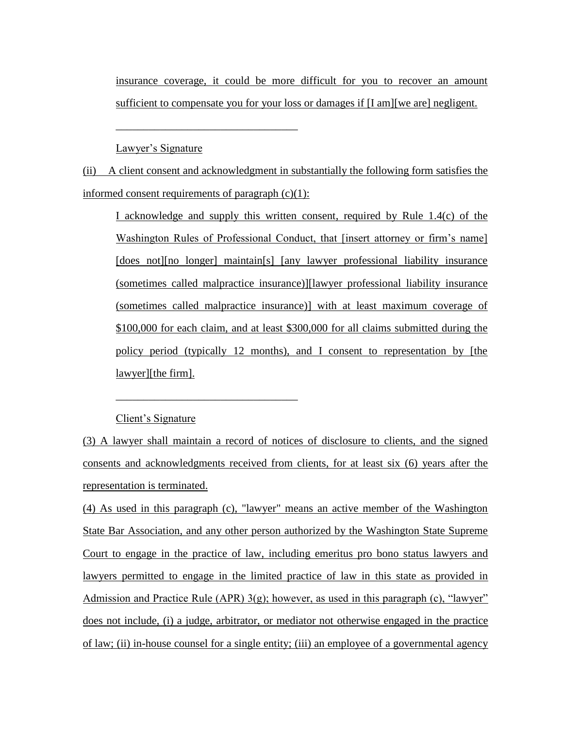insurance coverage, it could be more difficult for you to recover an amount sufficient to compensate you for your loss or damages if [I am][we are] negligent.

_________________________________

Lawyer's Signature

(ii) A client consent and acknowledgment in substantially the following form satisfies the informed consent requirements of paragraph (c)(1):

I acknowledge and supply this written consent, required by Rule 1.4(c) of the Washington Rules of Professional Conduct, that [insert attorney or firm's name] [does not][no longer] maintain[s] [any lawyer professional liability insurance (sometimes called malpractice insurance)][lawyer professional liability insurance (sometimes called malpractice insurance)] with at least maximum coverage of $100,000 for each claim, and at least $300,000 for all claims submitted during the policy period (typically 12 months), and I consent to representation by [the lawyer][the firm].

_________________________________

Client's Signature

(3) A lawyer shall maintain a record of notices of disclosure to clients, and the signed consents and acknowledgments received from clients, for at least six (6) years after the representation is terminated.

(4) As used in this paragraph (c), "lawyer" means an active member of the Washington State Bar Association, and any other person authorized by the Washington State Supreme Court to engage in the practice of law, including emeritus pro bono status lawyers and lawyers permitted to engage in the limited practice of law in this state as provided in Admission and Practice Rule (APR) 3(g); however, as used in this paragraph (c), "lawyer" does not include, (i) a judge, arbitrator, or mediator not otherwise engaged in the practice of law; (ii) in-house counsel for a single entity; (iii) an employee of a governmental agency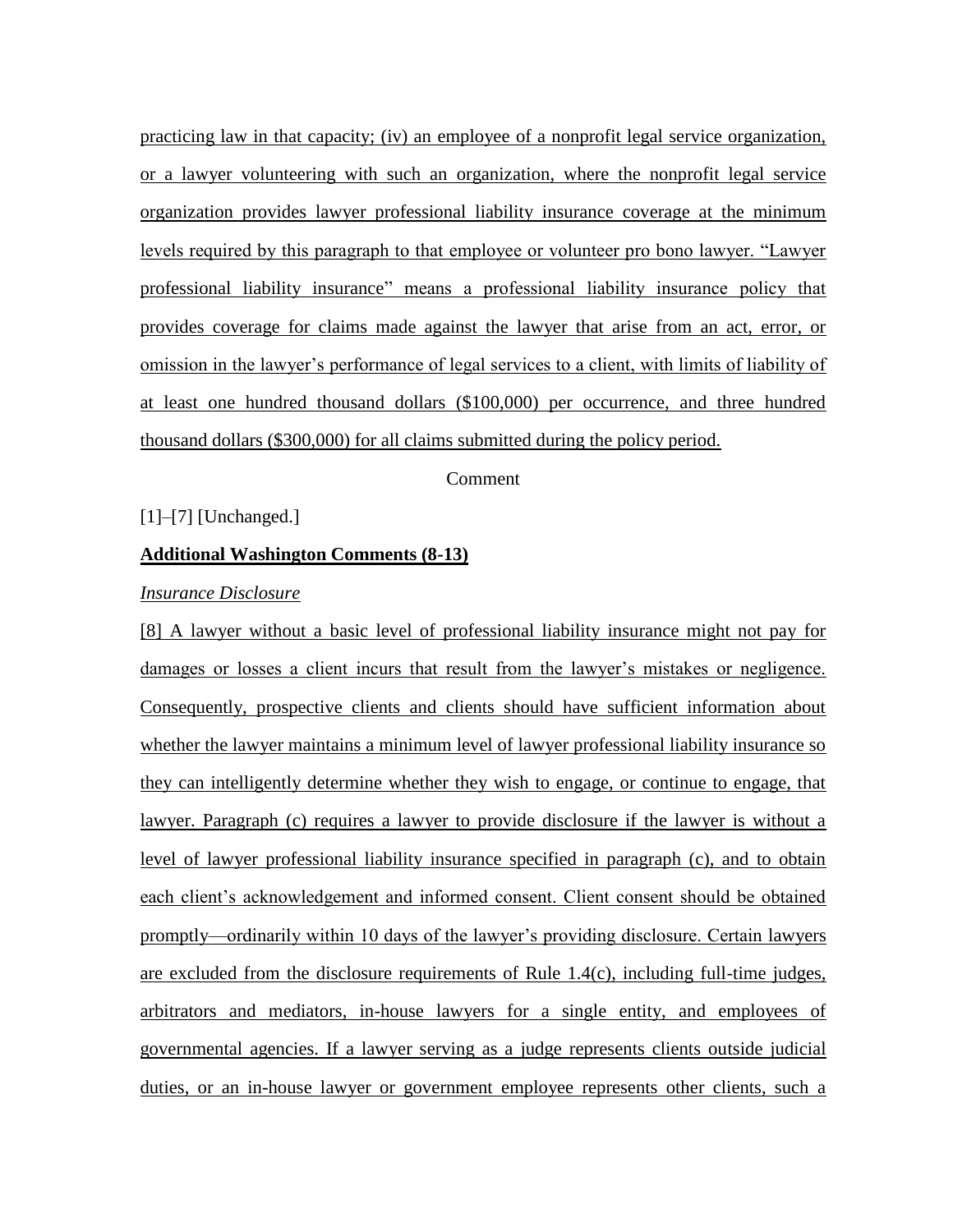practicing law in that capacity; (iv) an employee of a nonprofit legal service organization, or a lawyer volunteering with such an organization, where the nonprofit legal service organization provides lawyer professional liability insurance coverage at the minimum levels required by this paragraph to that employee or volunteer pro bono lawyer. "Lawyer professional liability insurance" means a professional liability insurance policy that provides coverage for claims made against the lawyer that arise from an act, error, or omission in the lawyer's performance of legal services to a client, with limits of liability of at least one hundred thousand dollars ($100,000) per occurrence, and three hundred thousand dollars ($300,000) for all claims submitted during the policy period.

Comment

[1]–[7] [Unchanged.]

**Additional Washington Comments (8-13)**

*Insurance Disclosure*

[8] A lawyer without a basic level of professional liability insurance might not pay for damages or losses a client incurs that result from the lawyer's mistakes or negligence. Consequently, prospective clients and clients should have sufficient information about whether the lawyer maintains a minimum level of lawyer professional liability insurance so they can intelligently determine whether they wish to engage, or continue to engage, that lawyer. Paragraph (c) requires a lawyer to provide disclosure if the lawyer is without a level of lawyer professional liability insurance specified in paragraph (c), and to obtain each client's acknowledgement and informed consent. Client consent should be obtained promptly—ordinarily within 10 days of the lawyer's providing disclosure. Certain lawyers are excluded from the disclosure requirements of Rule 1.4(c), including full-time judges, arbitrators and mediators, in-house lawyers for a single entity, and employees of governmental agencies. If a lawyer serving as a judge represents clients outside judicial duties, or an in-house lawyer or government employee represents other clients, such a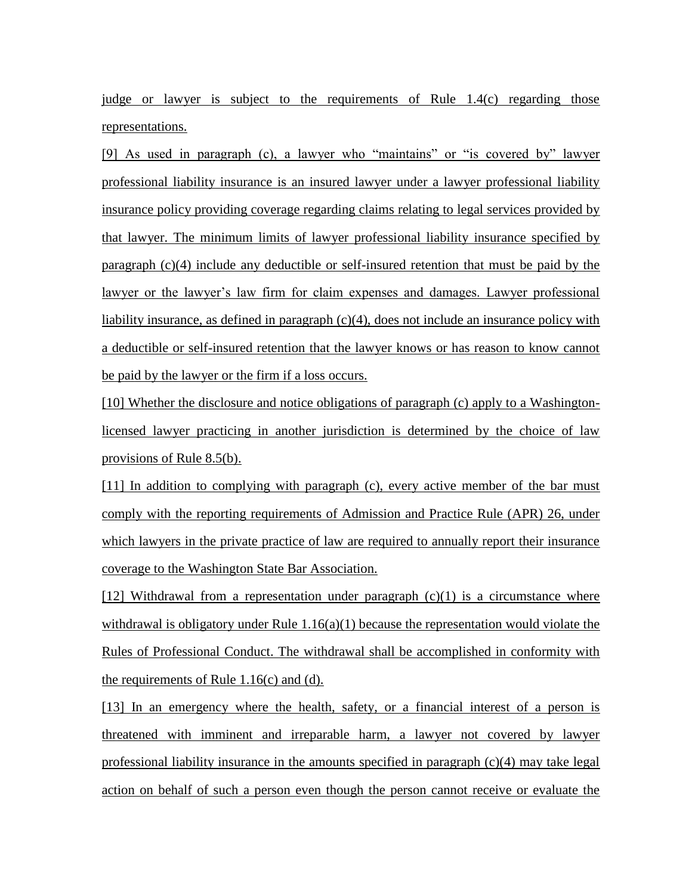judge or lawyer is subject to the requirements of Rule 1.4(c) regarding those representations.

[9] As used in paragraph (c), a lawyer who "maintains" or "is covered by" lawyer professional liability insurance is an insured lawyer under a lawyer professional liability insurance policy providing coverage regarding claims relating to legal services provided by that lawyer. The minimum limits of lawyer professional liability insurance specified by paragraph (c)(4) include any deductible or self-insured retention that must be paid by the lawyer or the lawyer's law firm for claim expenses and damages. Lawyer professional liability insurance, as defined in paragraph (c)(4), does not include an insurance policy with a deductible or self-insured retention that the lawyer knows or has reason to know cannot be paid by the lawyer or the firm if a loss occurs.

[10] Whether the disclosure and notice obligations of paragraph (c) apply to a Washington-licensed lawyer practicing in another jurisdiction is determined by the choice of law provisions of Rule 8.5(b).

[11] In addition to complying with paragraph (c), every active member of the bar must comply with the reporting requirements of Admission and Practice Rule (APR) 26, under which lawyers in the private practice of law are required to annually report their insurance coverage to the Washington State Bar Association.

[12] Withdrawal from a representation under paragraph (c)(1) is a circumstance where withdrawal is obligatory under Rule 1.16(a)(1) because the representation would violate the Rules of Professional Conduct. The withdrawal shall be accomplished in conformity with the requirements of Rule 1.16(c) and (d).

[13] In an emergency where the health, safety, or a financial interest of a person is threatened with imminent and irreparable harm, a lawyer not covered by lawyer professional liability insurance in the amounts specified in paragraph (c)(4) may take legal action on behalf of such a person even though the person cannot receive or evaluate the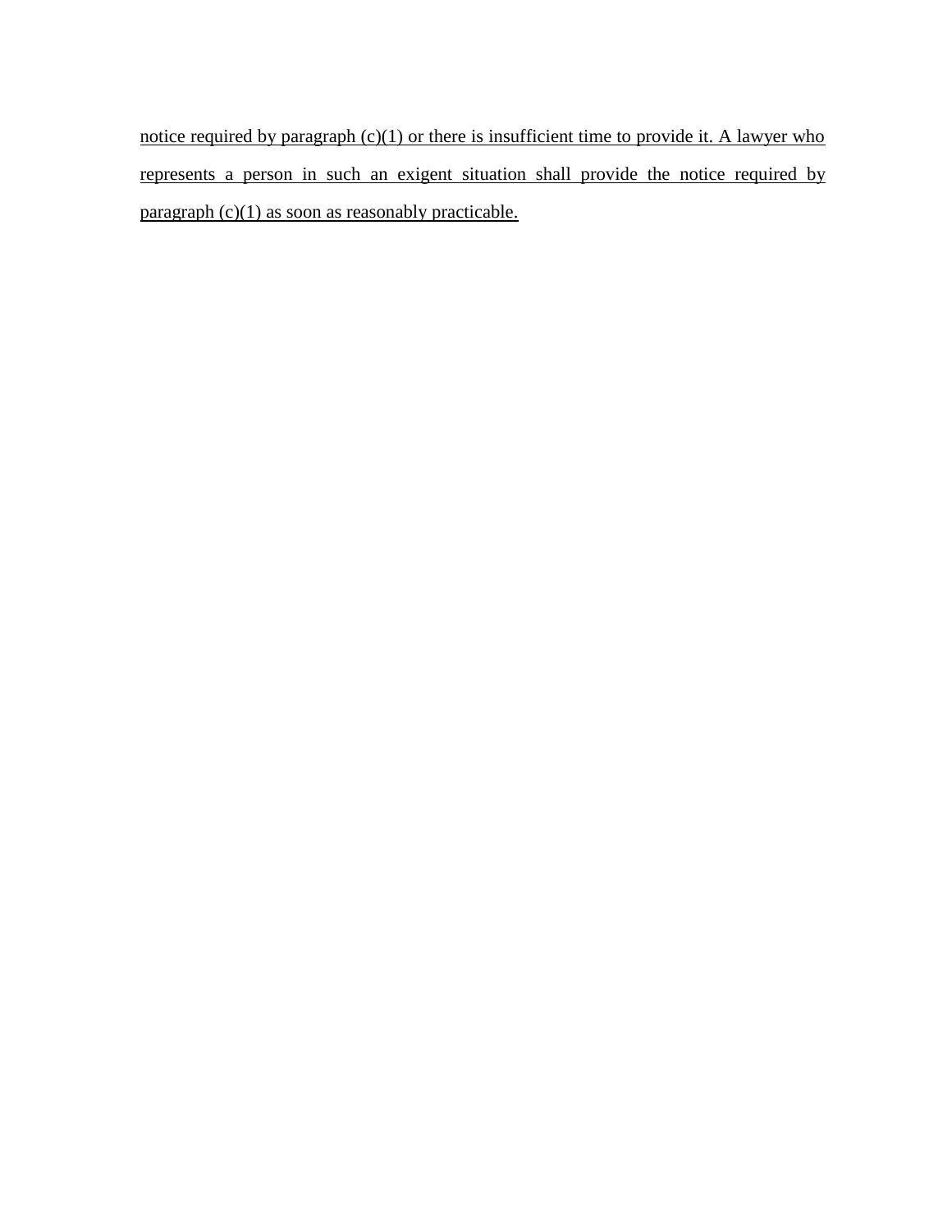<u>notice required by paragraph (c)(1) or there is insufficient time to provide it. A lawyer who represents a person in such an exigent situation shall provide the notice required by paragraph (c)(1) as soon as reasonably practicable.</u>